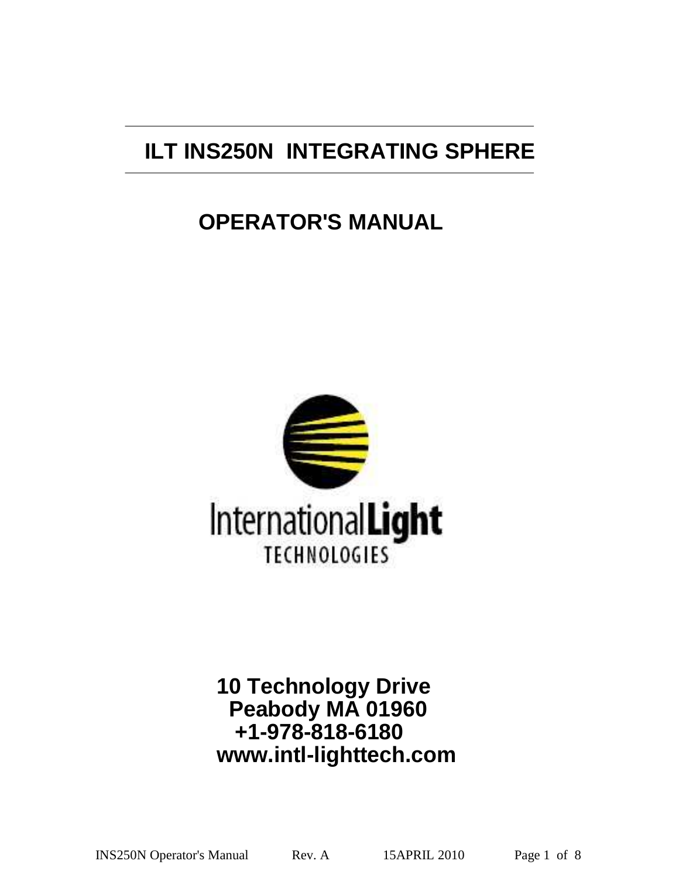# ILT INS250N INTEGRATING SPHERE

## OPERATOR'S MANUAL

International Light
TECHNOLOGIES

**10 Technology Drive**
**Peabody MA 01960**
**+1-978-818-6180**
**www.intl-lighttech.com**

INS250N Operator's Manual Rev. A 15APRIL 2010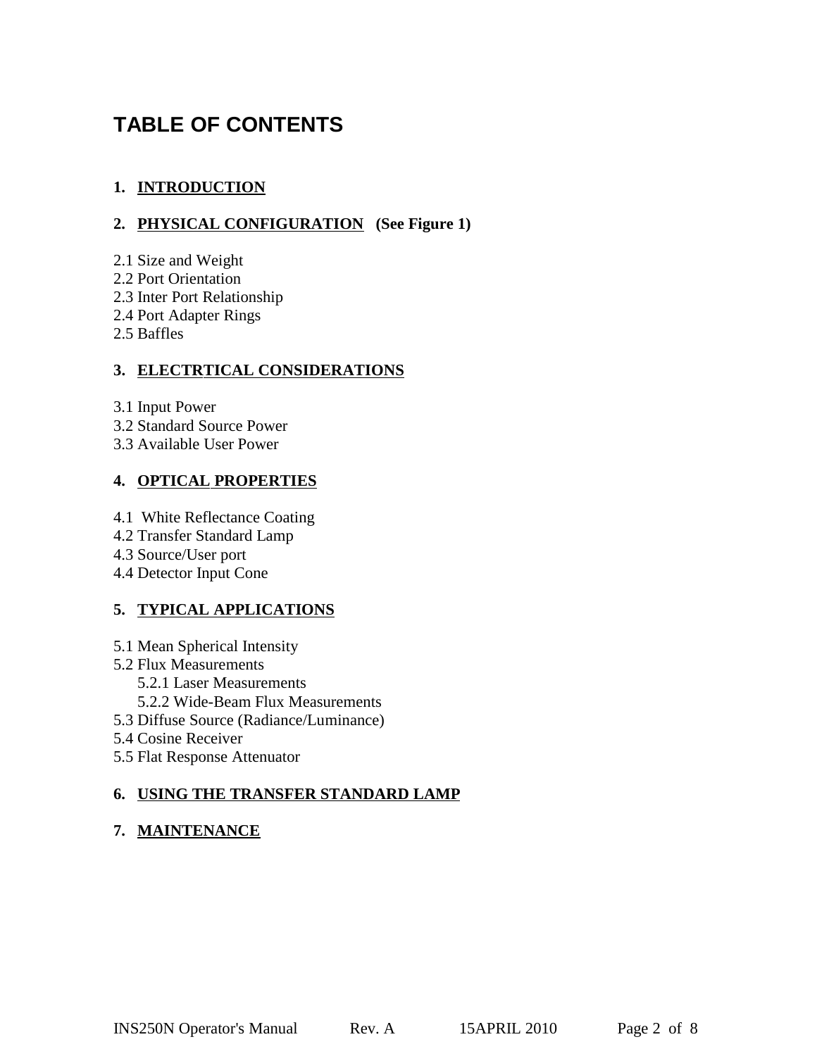# TABLE OF CONTENTS

**1. INTRODUCTION**

**2. PHYSICAL CONFIGURATION (See Figure 1)**

2.1 Size and Weight
2.2 Port Orientation
2.3 Inter Port Relationship
2.4 Port Adapter Rings
2.5 Baffles

**3. ELECTRTICAL CONSIDERATIONS**

3.1 Input Power
3.2 Standard Source Power
3.3 Available User Power

**4. OPTICAL PROPERTIES**

4.1 White Reflectance Coating
4.2 Transfer Standard Lamp
4.3 Source/User port
4.4 Detector Input Cone

**5. TYPICAL APPLICATIONS**

5.1 Mean Spherical Intensity
5.2 Flux Measurements
    5.2.1 Laser Measurements
    5.2.2 Wide-Beam Flux Measurements
5.3 Diffuse Source (Radiance/Luminance)
5.4 Cosine Receiver
5.5 Flat Response Attenuator

**6. USING THE TRANSFER STANDARD LAMP**

**7. MAINTENANCE**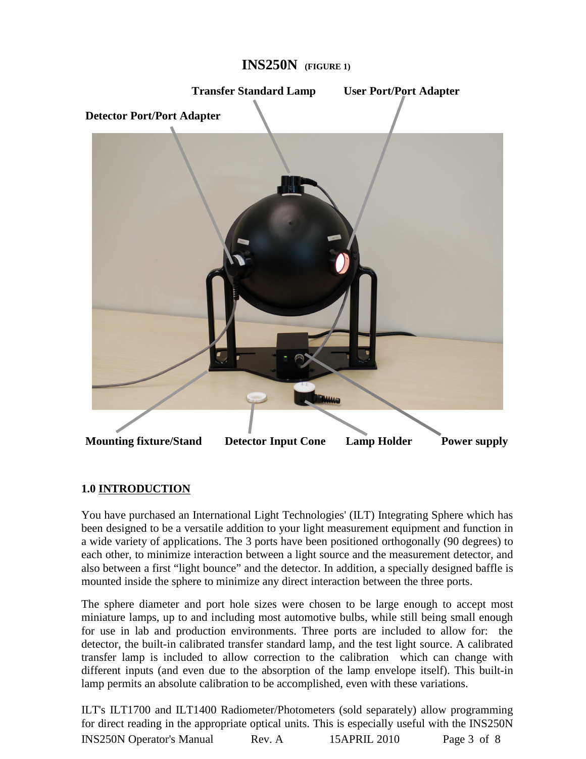# INS250N (FIGURE 1)

Transfer Standard Lamp

User Port/Port Adapter

Detector Port/Port Adapter

Mounting fixture/Stand

Detector Input Cone

Lamp Holder

Power supply

## 1.0 INTRODUCTION

You have purchased an International Light Technologies' (ILT) Integrating Sphere which has been designed to be a versatile addition to your light measurement equipment and function in a wide variety of applications. The 3 ports have been positioned orthogonally (90 degrees) to each other, to minimize interaction between a light source and the measurement detector, and also between a first "light bounce" and the detector. In addition, a specially designed baffle is mounted inside the sphere to minimize any direct interaction between the three ports.

The sphere diameter and port hole sizes were chosen to be large enough to accept most miniature lamps, up to and including most automotive bulbs, while still being small enough for use in lab and production environments. Three ports are included to allow for: the detector, the built-in calibrated transfer standard lamp, and the test light source. A calibrated transfer lamp is included to allow correction to the calibration which can change with different inputs (and even due to the absorption of the lamp envelope itself). This built-in lamp permits an absolute calibration to be accomplished, even with these variations.

ILT's ILT1700 and ILT1400 Radiometer/Photometers (sold separately) allow programming for direct reading in the appropriate optical units. This is especially useful with the INS250N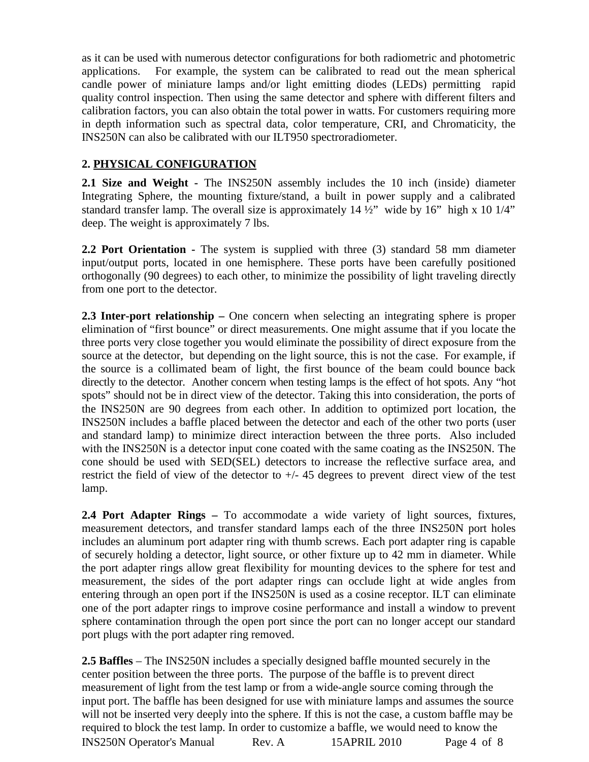as it can be used with numerous detector configurations for both radiometric and photometric applications. For example, the system can be calibrated to read out the mean spherical candle power of miniature lamps and/or light emitting diodes (LEDs) permitting rapid quality control inspection. Then using the same detector and sphere with different filters and calibration factors, you can also obtain the total power in watts. For customers requiring more in depth information such as spectral data, color temperature, CRI, and Chromaticity, the INS250N can also be calibrated with our ILT950 spectroradiometer.

## 2. PHYSICAL CONFIGURATION

**2.1 Size and Weight -** The INS250N assembly includes the 10 inch (inside) diameter Integrating Sphere, the mounting fixture/stand, a built in power supply and a calibrated standard transfer lamp. The overall size is approximately 14 ½" wide by 16" high x 10 1/4" deep. The weight is approximately 7 lbs.

**2.2 Port Orientation -** The system is supplied with three (3) standard 58 mm diameter input/output ports, located in one hemisphere. These ports have been carefully positioned orthogonally (90 degrees) to each other, to minimize the possibility of light traveling directly from one port to the detector.

**2.3 Inter-port relationship –** One concern when selecting an integrating sphere is proper elimination of "first bounce" or direct measurements. One might assume that if you locate the three ports very close together you would eliminate the possibility of direct exposure from the source at the detector, but depending on the light source, this is not the case. For example, if the source is a collimated beam of light, the first bounce of the beam could bounce back directly to the detector. Another concern when testing lamps is the effect of hot spots. Any "hot spots" should not be in direct view of the detector. Taking this into consideration, the ports of the INS250N are 90 degrees from each other. In addition to optimized port location, the INS250N includes a baffle placed between the detector and each of the other two ports (user and standard lamp) to minimize direct interaction between the three ports. Also included with the INS250N is a detector input cone coated with the same coating as the INS250N. The cone should be used with SED(SEL) detectors to increase the reflective surface area, and restrict the field of view of the detector to +/- 45 degrees to prevent direct view of the test lamp.

**2.4 Port Adapter Rings –** To accommodate a wide variety of light sources, fixtures, measurement detectors, and transfer standard lamps each of the three INS250N port holes includes an aluminum port adapter ring with thumb screws. Each port adapter ring is capable of securely holding a detector, light source, or other fixture up to 42 mm in diameter. While the port adapter rings allow great flexibility for mounting devices to the sphere for test and measurement, the sides of the port adapter rings can occlude light at wide angles from entering through an open port if the INS250N is used as a cosine receptor. ILT can eliminate one of the port adapter rings to improve cosine performance and install a window to prevent sphere contamination through the open port since the port can no longer accept our standard port plugs with the port adapter ring removed.

**2.5 Baffles** – The INS250N includes a specially designed baffle mounted securely in the center position between the three ports. The purpose of the baffle is to prevent direct measurement of light from the test lamp or from a wide-angle source coming through the input port. The baffle has been designed for use with miniature lamps and assumes the source will not be inserted very deeply into the sphere. If this is not the case, a custom baffle may be required to block the test lamp. In order to customize a baffle, we would need to know the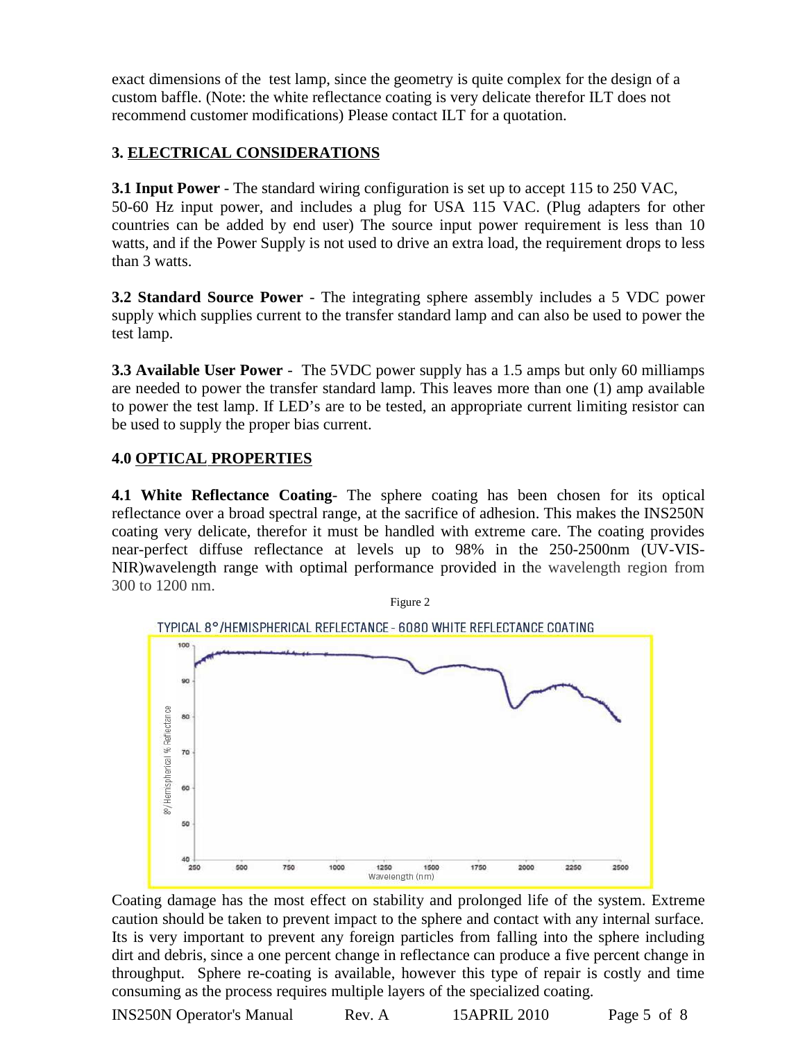exact dimensions of the test lamp, since the geometry is quite complex for the design of a custom baffle. (Note: the white reflectance coating is very delicate therefor ILT does not recommend customer modifications) Please contact ILT for a quotation.

## 3. ELECTRICAL CONSIDERATIONS

**3.1 Input Power** - The standard wiring configuration is set up to accept 115 to 250 VAC, 50-60 Hz input power, and includes a plug for USA 115 VAC. (Plug adapters for other countries can be added by end user) The source input power requirement is less than 10 watts, and if the Power Supply is not used to drive an extra load, the requirement drops to less than 3 watts.

**3.2 Standard Source Power** - The integrating sphere assembly includes a 5 VDC power supply which supplies current to the transfer standard lamp and can also be used to power the test lamp.

**3.3 Available User Power** - The 5VDC power supply has a 1.5 amps but only 60 milliamps are needed to power the transfer standard lamp. This leaves more than one (1) amp available to power the test lamp. If LED's are to be tested, an appropriate current limiting resistor can be used to supply the proper bias current.

## 4.0 OPTICAL PROPERTIES

**4.1 White Reflectance Coating**- The sphere coating has been chosen for its optical reflectance over a broad spectral range, at the sacrifice of adhesion. This makes the INS250N coating very delicate, therefor it must be handled with extreme care. The coating provides near-perfect diffuse reflectance at levels up to 98% in the 250-2500nm (UV-VIS-NIR)wavelength range with optimal performance provided in the wavelength region from 300 to 1200 nm.

Figure 2

TYPICAL 8°/HEMISPHERICAL REFLECTANCE - 6080 WHITE REFLECTANCE COATING

Coating damage has the most effect on stability and prolonged life of the system. Extreme caution should be taken to prevent impact to the sphere and contact with any internal surface. Its is very important to prevent any foreign particles from falling into the sphere including dirt and debris, since a one percent change in reflectance can produce a five percent change in throughput. Sphere re-coating is available, however this type of repair is costly and time consuming as the process requires multiple layers of the specialized coating.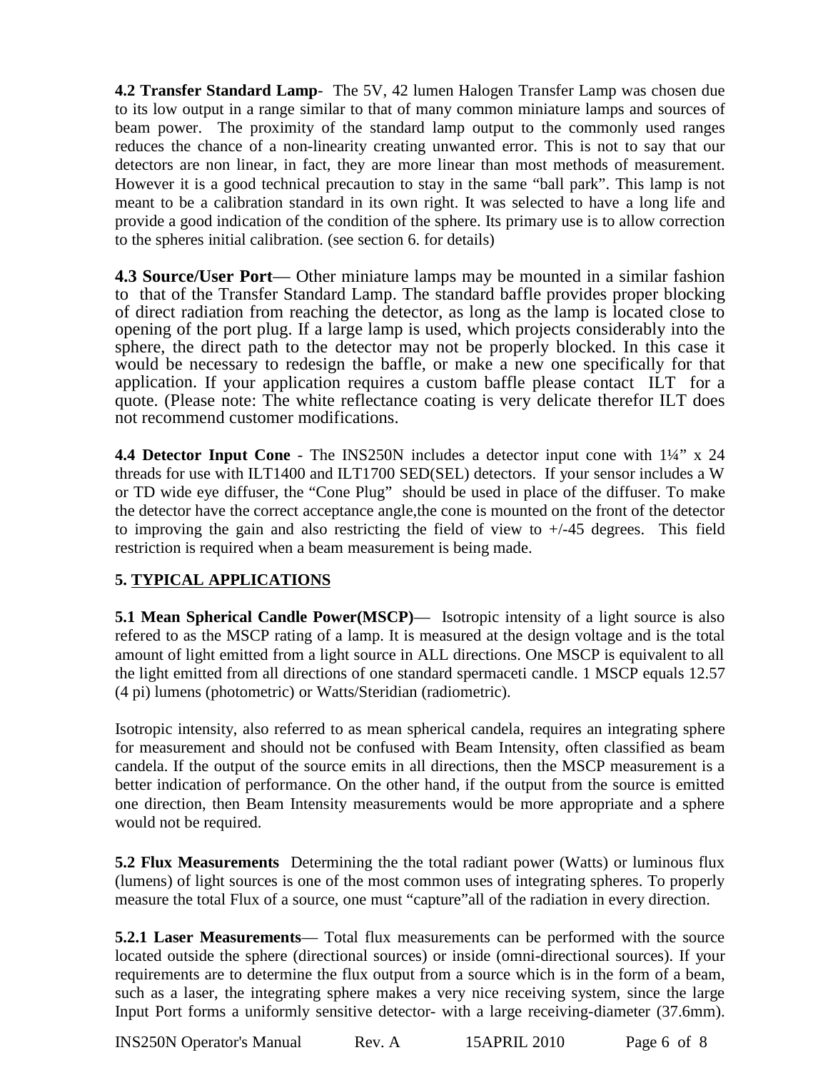**4.2 Transfer Standard Lamp**- The 5V, 42 lumen Halogen Transfer Lamp was chosen due to its low output in a range similar to that of many common miniature lamps and sources of beam power. The proximity of the standard lamp output to the commonly used ranges reduces the chance of a non-linearity creating unwanted error. This is not to say that our detectors are non linear, in fact, they are more linear than most methods of measurement. However it is a good technical precaution to stay in the same "ball park". This lamp is not meant to be a calibration standard in its own right. It was selected to have a long life and provide a good indication of the condition of the sphere. Its primary use is to allow correction to the spheres initial calibration. (see section 6. for details)

**4.3 Source/User Port**— Other miniature lamps may be mounted in a similar fashion to that of the Transfer Standard Lamp. The standard baffle provides proper blocking of direct radiation from reaching the detector, as long as the lamp is located close to opening of the port plug. If a large lamp is used, which projects considerably into the sphere, the direct path to the detector may not be properly blocked. In this case it would be necessary to redesign the baffle, or make a new one specifically for that application. If your application requires a custom baffle please contact ILT for a quote. (Please note: The white reflectance coating is very delicate therefor ILT does not recommend customer modifications.

**4.4 Detector Input Cone** - The INS250N includes a detector input cone with 1¼" x 24 threads for use with ILT1400 and ILT1700 SED(SEL) detectors. If your sensor includes a W or TD wide eye diffuser, the "Cone Plug" should be used in place of the diffuser. To make the detector have the correct acceptance angle,the cone is mounted on the front of the detector to improving the gain and also restricting the field of view to +/-45 degrees. This field restriction is required when a beam measurement is being made.

## 5. TYPICAL APPLICATIONS

**5.1 Mean Spherical Candle Power(MSCP)**— Isotropic intensity of a light source is also refered to as the MSCP rating of a lamp. It is measured at the design voltage and is the total amount of light emitted from a light source in ALL directions. One MSCP is equivalent to all the light emitted from all directions of one standard spermaceti candle. 1 MSCP equals 12.57 (4 pi) lumens (photometric) or Watts/Steridian (radiometric).

Isotropic intensity, also referred to as mean spherical candela, requires an integrating sphere for measurement and should not be confused with Beam Intensity, often classified as beam candela. If the output of the source emits in all directions, then the MSCP measurement is a better indication of performance. On the other hand, if the output from the source is emitted one direction, then Beam Intensity measurements would be more appropriate and a sphere would not be required.

**5.2 Flux Measurements** Determining the the total radiant power (Watts) or luminous flux (lumens) of light sources is one of the most common uses of integrating spheres. To properly measure the total Flux of a source, one must "capture"all of the radiation in every direction.

**5.2.1 Laser Measurements**— Total flux measurements can be performed with the source located outside the sphere (directional sources) or inside (omni-directional sources). If your requirements are to determine the flux output from a source which is in the form of a beam, such as a laser, the integrating sphere makes a very nice receiving system, since the large Input Port forms a uniformly sensitive detector- with a large receiving-diameter (37.6mm).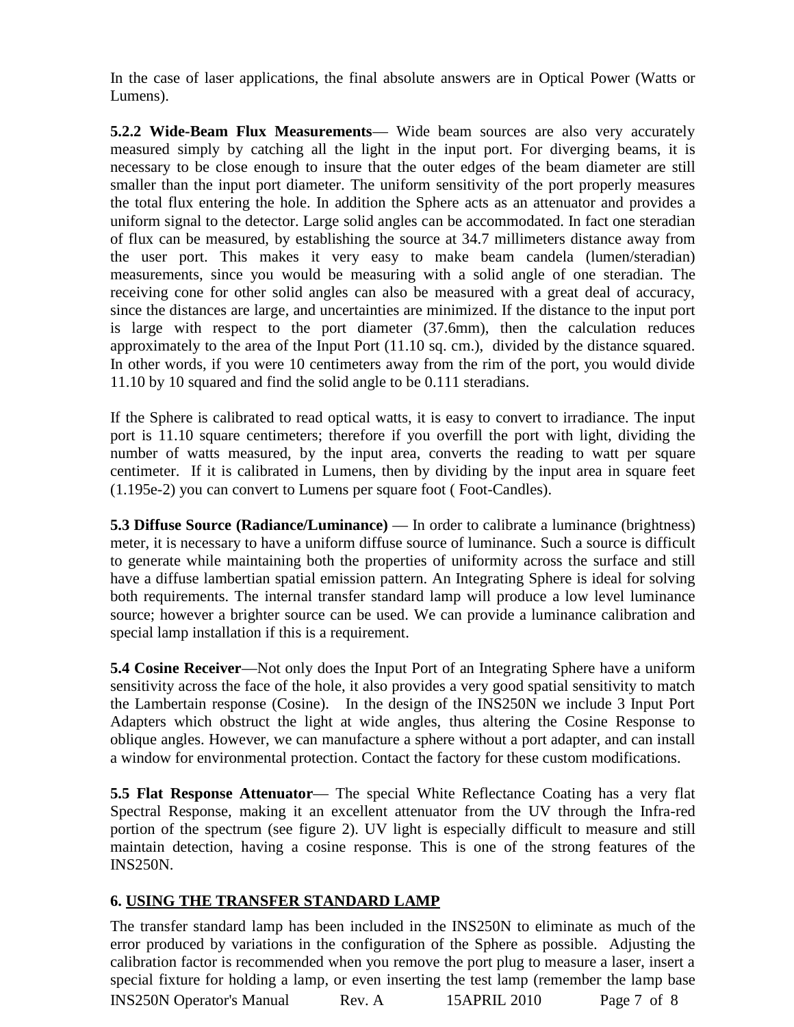In the case of laser applications, the final absolute answers are in Optical Power (Watts or Lumens).

**5.2.2 Wide-Beam Flux Measurements**— Wide beam sources are also very accurately measured simply by catching all the light in the input port. For diverging beams, it is necessary to be close enough to insure that the outer edges of the beam diameter are still smaller than the input port diameter. The uniform sensitivity of the port properly measures the total flux entering the hole. In addition the Sphere acts as an attenuator and provides a uniform signal to the detector. Large solid angles can be accommodated. In fact one steradian of flux can be measured, by establishing the source at 34.7 millimeters distance away from the user port. This makes it very easy to make beam candela (lumen/steradian) measurements, since you would be measuring with a solid angle of one steradian. The receiving cone for other solid angles can also be measured with a great deal of accuracy, since the distances are large, and uncertainties are minimized. If the distance to the input port is large with respect to the port diameter (37.6mm), then the calculation reduces approximately to the area of the Input Port (11.10 sq. cm.), divided by the distance squared. In other words, if you were 10 centimeters away from the rim of the port, you would divide 11.10 by 10 squared and find the solid angle to be 0.111 steradians.

If the Sphere is calibrated to read optical watts, it is easy to convert to irradiance. The input port is 11.10 square centimeters; therefore if you overfill the port with light, dividing the number of watts measured, by the input area, converts the reading to watt per square centimeter. If it is calibrated in Lumens, then by dividing by the input area in square feet (1.195e-2) you can convert to Lumens per square foot ( Foot-Candles).

**5.3 Diffuse Source (Radiance/Luminance)** — In order to calibrate a luminance (brightness) meter, it is necessary to have a uniform diffuse source of luminance. Such a source is difficult to generate while maintaining both the properties of uniformity across the surface and still have a diffuse lambertian spatial emission pattern. An Integrating Sphere is ideal for solving both requirements. The internal transfer standard lamp will produce a low level luminance source; however a brighter source can be used. We can provide a luminance calibration and special lamp installation if this is a requirement.

**5.4 Cosine Receiver**—Not only does the Input Port of an Integrating Sphere have a uniform sensitivity across the face of the hole, it also provides a very good spatial sensitivity to match the Lambertain response (Cosine). In the design of the INS250N we include 3 Input Port Adapters which obstruct the light at wide angles, thus altering the Cosine Response to oblique angles. However, we can manufacture a sphere without a port adapter, and can install a window for environmental protection. Contact the factory for these custom modifications.

**5.5 Flat Response Attenuator**— The special White Reflectance Coating has a very flat Spectral Response, making it an excellent attenuator from the UV through the Infra-red portion of the spectrum (see figure 2). UV light is especially difficult to measure and still maintain detection, having a cosine response. This is one of the strong features of the INS250N.

## 6. USING THE TRANSFER STANDARD LAMP

The transfer standard lamp has been included in the INS250N to eliminate as much of the error produced by variations in the configuration of the Sphere as possible. Adjusting the calibration factor is recommended when you remove the port plug to measure a laser, insert a special fixture for holding a lamp, or even inserting the test lamp (remember the lamp base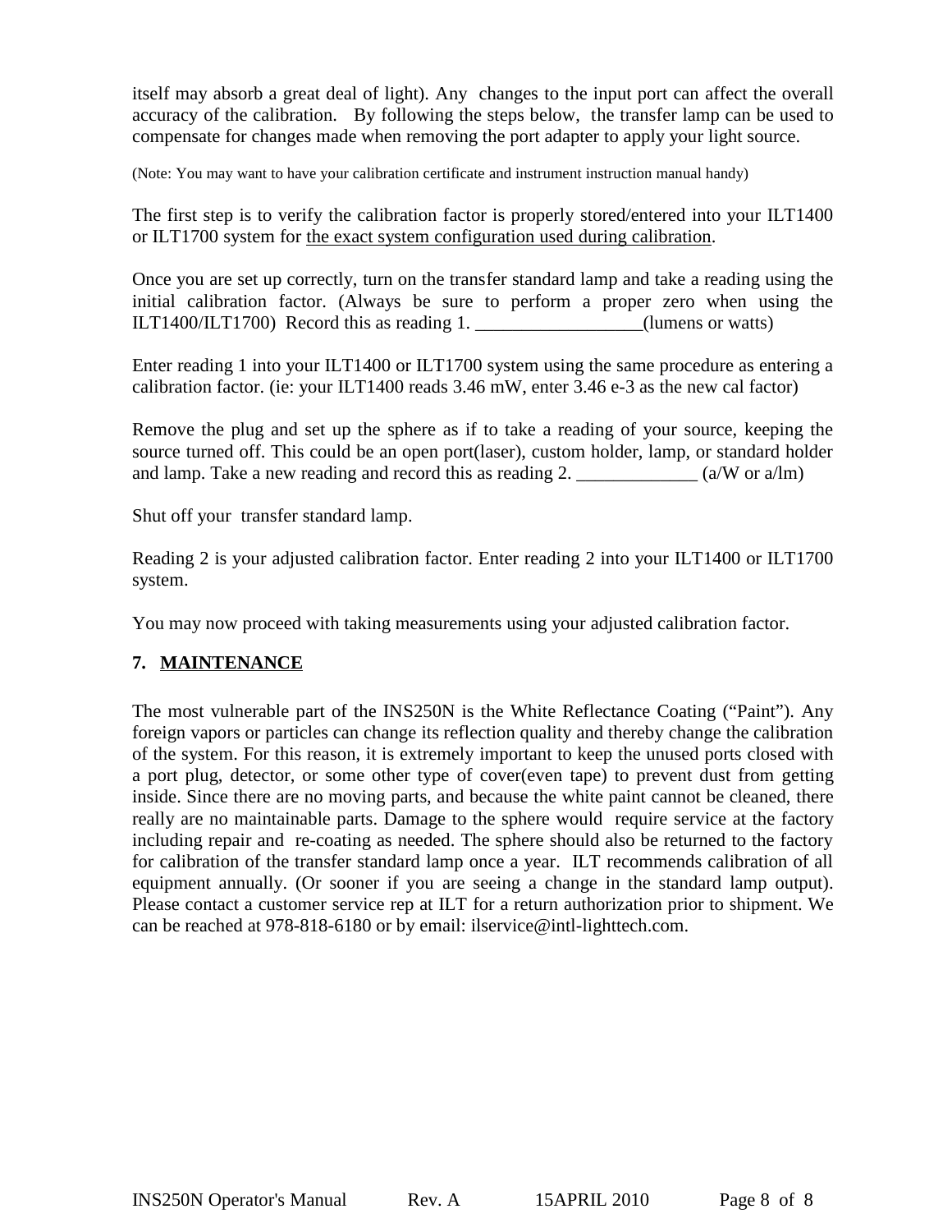itself may absorb a great deal of light). Any changes to the input port can affect the overall accuracy of the calibration. By following the steps below, the transfer lamp can be used to compensate for changes made when removing the port adapter to apply your light source.

(Note: You may want to have your calibration certificate and instrument instruction manual handy)

The first step is to verify the calibration factor is properly stored/entered into your ILT1400 or ILT1700 system for <u>the exact system configuration used during calibration</u>.

Once you are set up correctly, turn on the transfer standard lamp and take a reading using the initial calibration factor. (Always be sure to perform a proper zero when using the ILT1400/ILT1700) Record this as reading 1. __________________(lumens or watts)

Enter reading 1 into your ILT1400 or ILT1700 system using the same procedure as entering a calibration factor. (ie: your ILT1400 reads 3.46 mW, enter 3.46 e-3 as the new cal factor)

Remove the plug and set up the sphere as if to take a reading of your source, keeping the source turned off. This could be an open port(laser), custom holder, lamp, or standard holder and lamp. Take a new reading and record this as reading 2. _____________ (a/W or a/lm)

Shut off your transfer standard lamp.

Reading 2 is your adjusted calibration factor. Enter reading 2 into your ILT1400 or ILT1700 system.

You may now proceed with taking measurements using your adjusted calibration factor.

## 7. MAINTENANCE

The most vulnerable part of the INS250N is the White Reflectance Coating ("Paint"). Any foreign vapors or particles can change its reflection quality and thereby change the calibration of the system. For this reason, it is extremely important to keep the unused ports closed with a port plug, detector, or some other type of cover(even tape) to prevent dust from getting inside. Since there are no moving parts, and because the white paint cannot be cleaned, there really are no maintainable parts. Damage to the sphere would require service at the factory including repair and re-coating as needed. The sphere should also be returned to the factory for calibration of the transfer standard lamp once a year. ILT recommends calibration of all equipment annually. (Or sooner if you are seeing a change in the standard lamp output). Please contact a customer service rep at ILT for a return authorization prior to shipment. We can be reached at 978-818-6180 or by email: ilservice@intl-lighttech.com.